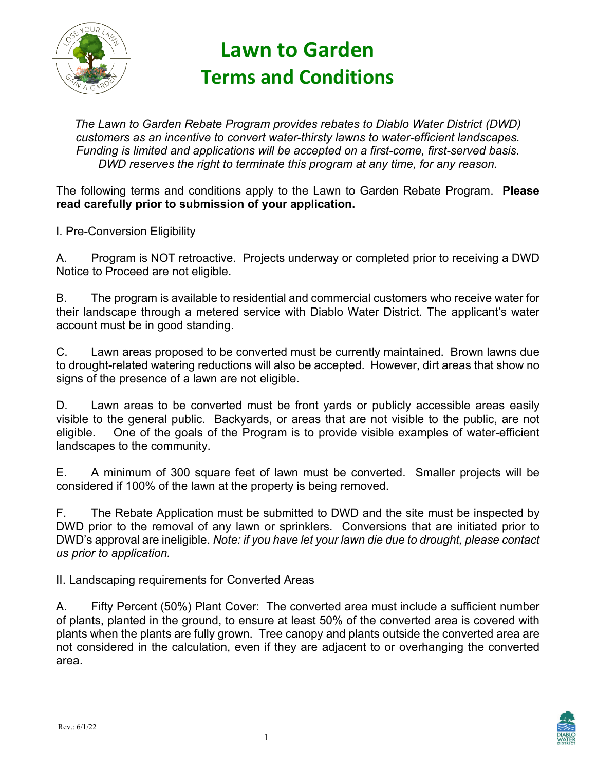# Lawn to Garden
## Terms and Conditions

*The Lawn to Garden Rebate Program provides rebates to Diablo Water District (DWD) customers as an incentive to convert water-thirsty lawns to water-efficient landscapes. Funding is limited and applications will be accepted on a first-come, first-served basis. DWD reserves the right to terminate this program at any time, for any reason.*

The following terms and conditions apply to the Lawn to Garden Rebate Program. **Please read carefully prior to submission of your application.**

I. Pre-Conversion Eligibility

A. Program is NOT retroactive. Projects underway or completed prior to receiving a DWD Notice to Proceed are not eligible.

B. The program is available to residential and commercial customers who receive water for their landscape through a metered service with Diablo Water District. The applicant's water account must be in good standing.

C. Lawn areas proposed to be converted must be currently maintained. Brown lawns due to drought-related watering reductions will also be accepted. However, dirt areas that show no signs of the presence of a lawn are not eligible.

D. Lawn areas to be converted must be front yards or publicly accessible areas easily visible to the general public. Backyards, or areas that are not visible to the public, are not eligible. One of the goals of the Program is to provide visible examples of water-efficient landscapes to the community.

E. A minimum of 300 square feet of lawn must be converted. Smaller projects will be considered if 100% of the lawn at the property is being removed.

F. The Rebate Application must be submitted to DWD and the site must be inspected by DWD prior to the removal of any lawn or sprinklers. Conversions that are initiated prior to DWD's approval are ineligible. *Note: if you have let your lawn die due to drought, please contact us prior to application.*

II. Landscaping requirements for Converted Areas

A. Fifty Percent (50%) Plant Cover: The converted area must include a sufficient number of plants, planted in the ground, to ensure at least 50% of the converted area is covered with plants when the plants are fully grown. Tree canopy and plants outside the converted area are not considered in the calculation, even if they are adjacent to or overhanging the converted area.

Rev.: 6/1/22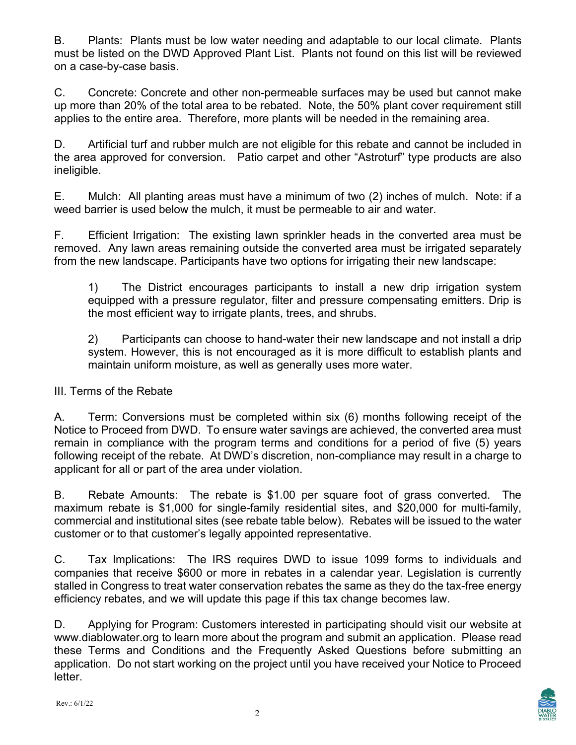B. Plants: Plants must be low water needing and adaptable to our local climate. Plants must be listed on the DWD Approved Plant List. Plants not found on this list will be reviewed on a case-by-case basis.

C. Concrete: Concrete and other non-permeable surfaces may be used but cannot make up more than 20% of the total area to be rebated. Note, the 50% plant cover requirement still applies to the entire area. Therefore, more plants will be needed in the remaining area.

D. Artificial turf and rubber mulch are not eligible for this rebate and cannot be included in the area approved for conversion. Patio carpet and other "Astroturf" type products are also ineligible.

E. Mulch: All planting areas must have a minimum of two (2) inches of mulch. Note: if a weed barrier is used below the mulch, it must be permeable to air and water.

F. Efficient Irrigation: The existing lawn sprinkler heads in the converted area must be removed. Any lawn areas remaining outside the converted area must be irrigated separately from the new landscape. Participants have two options for irrigating their new landscape:

1) The District encourages participants to install a new drip irrigation system equipped with a pressure regulator, filter and pressure compensating emitters. Drip is the most efficient way to irrigate plants, trees, and shrubs.

2) Participants can choose to hand-water their new landscape and not install a drip system. However, this is not encouraged as it is more difficult to establish plants and maintain uniform moisture, as well as generally uses more water.

III. Terms of the Rebate

A. Term: Conversions must be completed within six (6) months following receipt of the Notice to Proceed from DWD. To ensure water savings are achieved, the converted area must remain in compliance with the program terms and conditions for a period of five (5) years following receipt of the rebate. At DWD's discretion, non-compliance may result in a charge to applicant for all or part of the area under violation.

B. Rebate Amounts: The rebate is $1.00 per square foot of grass converted. The maximum rebate is $1,000 for single-family residential sites, and $20,000 for multi-family, commercial and institutional sites (see rebate table below). Rebates will be issued to the water customer or to that customer's legally appointed representative.

C. Tax Implications: The IRS requires DWD to issue 1099 forms to individuals and companies that receive $600 or more in rebates in a calendar year. Legislation is currently stalled in Congress to treat water conservation rebates the same as they do the tax-free energy efficiency rebates, and we will update this page if this tax change becomes law.

D. Applying for Program: Customers interested in participating should visit our website at www.diablowater.org to learn more about the program and submit an application. Please read these Terms and Conditions and the Frequently Asked Questions before submitting an application. Do not start working on the project until you have received your Notice to Proceed letter.

Rev.: 6/1/22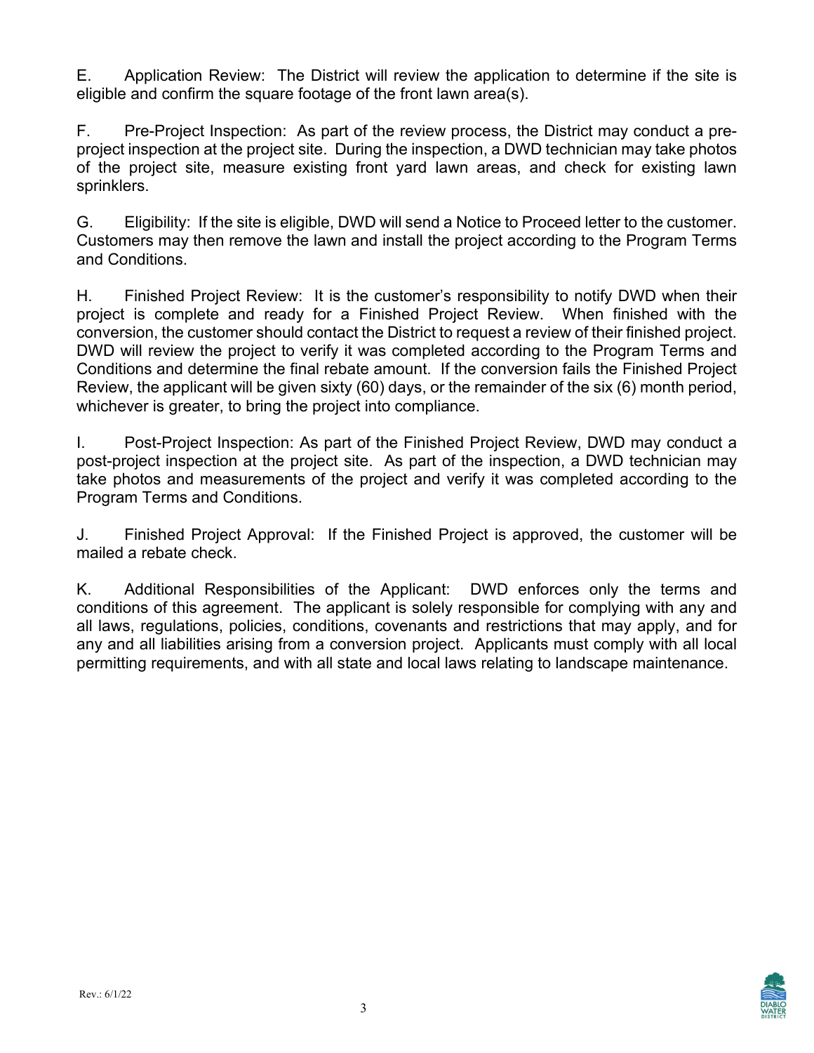E. Application Review: The District will review the application to determine if the site is eligible and confirm the square footage of the front lawn area(s).

F. Pre-Project Inspection: As part of the review process, the District may conduct a pre-project inspection at the project site. During the inspection, a DWD technician may take photos of the project site, measure existing front yard lawn areas, and check for existing lawn sprinklers.

G. Eligibility: If the site is eligible, DWD will send a Notice to Proceed letter to the customer. Customers may then remove the lawn and install the project according to the Program Terms and Conditions.

H. Finished Project Review: It is the customer's responsibility to notify DWD when their project is complete and ready for a Finished Project Review. When finished with the conversion, the customer should contact the District to request a review of their finished project. DWD will review the project to verify it was completed according to the Program Terms and Conditions and determine the final rebate amount. If the conversion fails the Finished Project Review, the applicant will be given sixty (60) days, or the remainder of the six (6) month period, whichever is greater, to bring the project into compliance.

I. Post-Project Inspection: As part of the Finished Project Review, DWD may conduct a post-project inspection at the project site. As part of the inspection, a DWD technician may take photos and measurements of the project and verify it was completed according to the Program Terms and Conditions.

J. Finished Project Approval: If the Finished Project is approved, the customer will be mailed a rebate check.

K. Additional Responsibilities of the Applicant: DWD enforces only the terms and conditions of this agreement. The applicant is solely responsible for complying with any and all laws, regulations, policies, conditions, covenants and restrictions that may apply, and for any and all liabilities arising from a conversion project. Applicants must comply with all local permitting requirements, and with all state and local laws relating to landscape maintenance.

Rev.: 6/1/22